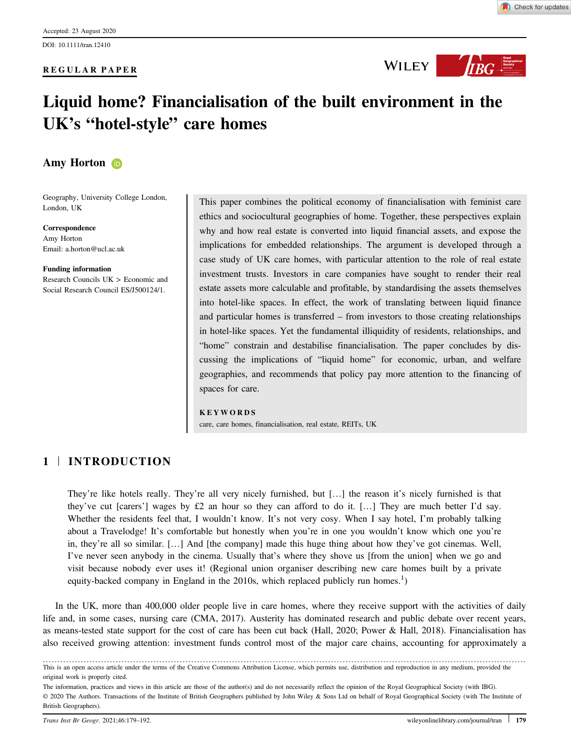Accepted: 23 August 2020

DOI: 10.1111/tran.12410

**REGULAR PAPER**

# Liquid home? Financialisation of the built environment in the UK's "hotel-style" care homes

**Amy Horton**

Geography, University College London, London, UK

**Correspondence**
Amy Horton
Email: a.horton@ucl.ac.uk

**Funding information**
Research Councils UK > Economic and Social Research Council ES/J500124/1.

This paper combines the political economy of financialisation with feminist care ethics and sociocultural geographies of home. Together, these perspectives explain why and how real estate is converted into liquid financial assets, and expose the implications for embedded relationships. The argument is developed through a case study of UK care homes, with particular attention to the role of real estate investment trusts. Investors in care companies have sought to render their real estate assets more calculable and profitable, by standardising the assets themselves into hotel-like spaces. In effect, the work of translating between liquid finance and particular homes is transferred – from investors to those creating relationships in hotel-like spaces. Yet the fundamental illiquidity of residents, relationships, and "home" constrain and destabilise financialisation. The paper concludes by discussing the implications of "liquid home" for economic, urban, and welfare geographies, and recommends that policy pay more attention to the financing of spaces for care.

**KEYWORDS**

care, care homes, financialisation, real estate, REITs, UK

## 1 | INTRODUCTION

> They're like hotels really. They're all very nicely furnished, but […] the reason it's nicely furnished is that they've cut [carers'] wages by £2 an hour so they can afford to do it. […] They are much better I'd say. Whether the residents feel that, I wouldn't know. It's not very cosy. When I say hotel, I'm probably talking about a Travelodge! It's comfortable but honestly when you're in one you wouldn't know which one you're in, they're all so similar. […] And [the company] made this huge thing about how they've got cinemas. Well, I've never seen anybody in the cinema. Usually that's where they shove us [from the union] when we go and visit because nobody ever uses it! (Regional union organiser describing new care homes built by a private equity-backed company in England in the 2010s, which replaced publicly run homes.[1])

In the UK, more than 400,000 older people live in care homes, where they receive support with the activities of daily life and, in some cases, nursing care (CMA, 2017). Austerity has dominated research and public debate over recent years, as means-tested state support for the cost of care has been cut back (Hall, 2020; Power & Hall, 2018). Financialisation has also received growing attention: investment funds control most of the major care chains, accounting for approximately a

This is an open access article under the terms of the Creative Commons Attribution License, which permits use, distribution and reproduction in any medium, provided the original work is properly cited.

The information, practices and views in this article are those of the author(s) and do not necessarily reflect the opinion of the Royal Geographical Society (with IBG).

© 2020 The Authors. Transactions of the Institute of British Geographers published by John Wiley & Sons Ltd on behalf of Royal Geographical Society (with The Institute of British Geographers).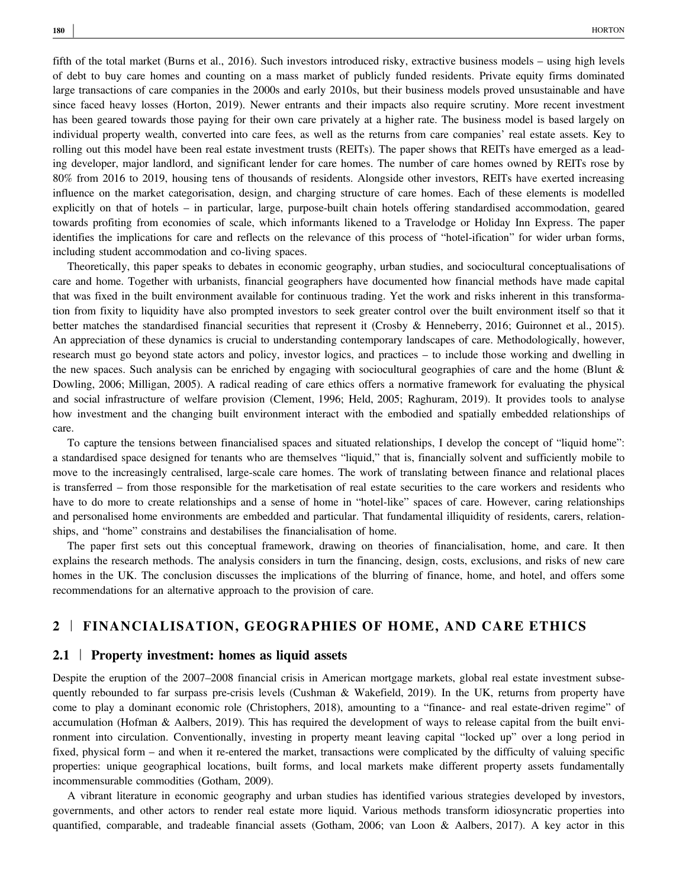fifth of the total market (Burns et al., 2016). Such investors introduced risky, extractive business models – using high levels of debt to buy care homes and counting on a mass market of publicly funded residents. Private equity firms dominated large transactions of care companies in the 2000s and early 2010s, but their business models proved unsustainable and have since faced heavy losses (Horton, 2019). Newer entrants and their impacts also require scrutiny. More recent investment has been geared towards those paying for their own care privately at a higher rate. The business model is based largely on individual property wealth, converted into care fees, as well as the returns from care companies' real estate assets. Key to rolling out this model have been real estate investment trusts (REITs). The paper shows that REITs have emerged as a leading developer, major landlord, and significant lender for care homes. The number of care homes owned by REITs rose by 80% from 2016 to 2019, housing tens of thousands of residents. Alongside other investors, REITs have exerted increasing influence on the market categorisation, design, and charging structure of care homes. Each of these elements is modelled explicitly on that of hotels – in particular, large, purpose-built chain hotels offering standardised accommodation, geared towards profiting from economies of scale, which informants likened to a Travelodge or Holiday Inn Express. The paper identifies the implications for care and reflects on the relevance of this process of "hotel-ification" for wider urban forms, including student accommodation and co-living spaces.

Theoretically, this paper speaks to debates in economic geography, urban studies, and sociocultural conceptualisations of care and home. Together with urbanists, financial geographers have documented how financial methods have made capital that was fixed in the built environment available for continuous trading. Yet the work and risks inherent in this transformation from fixity to liquidity have also prompted investors to seek greater control over the built environment itself so that it better matches the standardised financial securities that represent it (Crosby & Henneberry, 2016; Guironnet et al., 2015). An appreciation of these dynamics is crucial to understanding contemporary landscapes of care. Methodologically, however, research must go beyond state actors and policy, investor logics, and practices – to include those working and dwelling in the new spaces. Such analysis can be enriched by engaging with sociocultural geographies of care and the home (Blunt & Dowling, 2006; Milligan, 2005). A radical reading of care ethics offers a normative framework for evaluating the physical and social infrastructure of welfare provision (Clement, 1996; Held, 2005; Raghuram, 2019). It provides tools to analyse how investment and the changing built environment interact with the embodied and spatially embedded relationships of care.

To capture the tensions between financialised spaces and situated relationships, I develop the concept of "liquid home": a standardised space designed for tenants who are themselves "liquid," that is, financially solvent and sufficiently mobile to move to the increasingly centralised, large-scale care homes. The work of translating between finance and relational places is transferred – from those responsible for the marketisation of real estate securities to the care workers and residents who have to do more to create relationships and a sense of home in "hotel-like" spaces of care. However, caring relationships and personalised home environments are embedded and particular. That fundamental illiquidity of residents, carers, relationships, and "home" constrains and destabilises the financialisation of home.

The paper first sets out this conceptual framework, drawing on theories of financialisation, home, and care. It then explains the research methods. The analysis considers in turn the financing, design, costs, exclusions, and risks of new care homes in the UK. The conclusion discusses the implications of the blurring of finance, home, and hotel, and offers some recommendations for an alternative approach to the provision of care.

## 2 | FINANCIALISATION, GEOGRAPHIES OF HOME, AND CARE ETHICS

### 2.1 | Property investment: homes as liquid assets

Despite the eruption of the 2007–2008 financial crisis in American mortgage markets, global real estate investment subsequently rebounded to far surpass pre-crisis levels (Cushman & Wakefield, 2019). In the UK, returns from property have come to play a dominant economic role (Christophers, 2018), amounting to a "finance- and real estate-driven regime" of accumulation (Hofman & Aalbers, 2019). This has required the development of ways to release capital from the built environment into circulation. Conventionally, investing in property meant leaving capital "locked up" over a long period in fixed, physical form – and when it re-entered the market, transactions were complicated by the difficulty of valuing specific properties: unique geographical locations, built forms, and local markets make different property assets fundamentally incommensurable commodities (Gotham, 2009).

A vibrant literature in economic geography and urban studies has identified various strategies developed by investors, governments, and other actors to render real estate more liquid. Various methods transform idiosyncratic properties into quantified, comparable, and tradeable financial assets (Gotham, 2006; van Loon & Aalbers, 2017). A key actor in this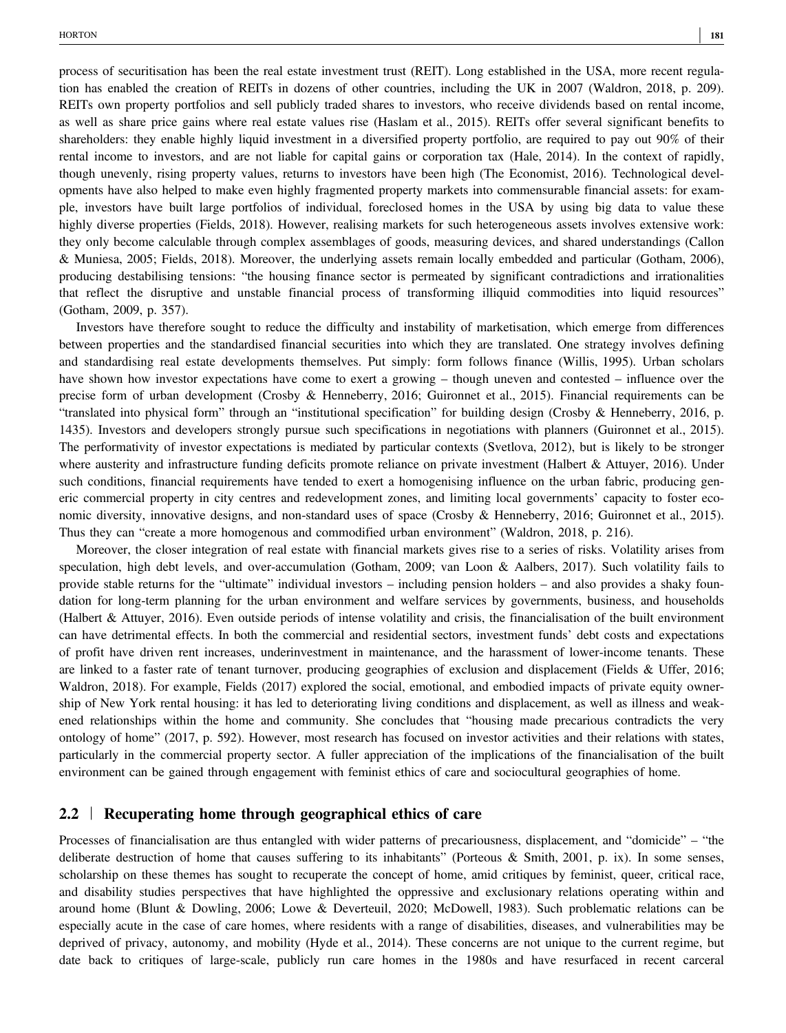process of securitisation has been the real estate investment trust (REIT). Long established in the USA, more recent regulation has enabled the creation of REITs in dozens of other countries, including the UK in 2007 (Waldron, 2018, p. 209). REITs own property portfolios and sell publicly traded shares to investors, who receive dividends based on rental income, as well as share price gains where real estate values rise (Haslam et al., 2015). REITs offer several significant benefits to shareholders: they enable highly liquid investment in a diversified property portfolio, are required to pay out 90% of their rental income to investors, and are not liable for capital gains or corporation tax (Hale, 2014). In the context of rapidly, though unevenly, rising property values, returns to investors have been high (The Economist, 2016). Technological developments have also helped to make even highly fragmented property markets into commensurable financial assets: for example, investors have built large portfolios of individual, foreclosed homes in the USA by using big data to value these highly diverse properties (Fields, 2018). However, realising markets for such heterogeneous assets involves extensive work: they only become calculable through complex assemblages of goods, measuring devices, and shared understandings (Callon & Muniesa, 2005; Fields, 2018). Moreover, the underlying assets remain locally embedded and particular (Gotham, 2006), producing destabilising tensions: "the housing finance sector is permeated by significant contradictions and irrationalities that reflect the disruptive and unstable financial process of transforming illiquid commodities into liquid resources" (Gotham, 2009, p. 357).

Investors have therefore sought to reduce the difficulty and instability of marketisation, which emerge from differences between properties and the standardised financial securities into which they are translated. One strategy involves defining and standardising real estate developments themselves. Put simply: form follows finance (Willis, 1995). Urban scholars have shown how investor expectations have come to exert a growing – though uneven and contested – influence over the precise form of urban development (Crosby & Henneberry, 2016; Guironnet et al., 2015). Financial requirements can be "translated into physical form" through an "institutional specification" for building design (Crosby & Henneberry, 2016, p. 1435). Investors and developers strongly pursue such specifications in negotiations with planners (Guironnet et al., 2015). The performativity of investor expectations is mediated by particular contexts (Svetlova, 2012), but is likely to be stronger where austerity and infrastructure funding deficits promote reliance on private investment (Halbert & Attuyer, 2016). Under such conditions, financial requirements have tended to exert a homogenising influence on the urban fabric, producing generic commercial property in city centres and redevelopment zones, and limiting local governments' capacity to foster economic diversity, innovative designs, and non-standard uses of space (Crosby & Henneberry, 2016; Guironnet et al., 2015). Thus they can "create a more homogenous and commodified urban environment" (Waldron, 2018, p. 216).

Moreover, the closer integration of real estate with financial markets gives rise to a series of risks. Volatility arises from speculation, high debt levels, and over-accumulation (Gotham, 2009; van Loon & Aalbers, 2017). Such volatility fails to provide stable returns for the "ultimate" individual investors – including pension holders – and also provides a shaky foundation for long-term planning for the urban environment and welfare services by governments, business, and households (Halbert & Attuyer, 2016). Even outside periods of intense volatility and crisis, the financialisation of the built environment can have detrimental effects. In both the commercial and residential sectors, investment funds' debt costs and expectations of profit have driven rent increases, underinvestment in maintenance, and the harassment of lower-income tenants. These are linked to a faster rate of tenant turnover, producing geographies of exclusion and displacement (Fields & Uffer, 2016; Waldron, 2018). For example, Fields (2017) explored the social, emotional, and embodied impacts of private equity ownership of New York rental housing: it has led to deteriorating living conditions and displacement, as well as illness and weakened relationships within the home and community. She concludes that "housing made precarious contradicts the very ontology of home" (2017, p. 592). However, most research has focused on investor activities and their relations with states, particularly in the commercial property sector. A fuller appreciation of the implications of the financialisation of the built environment can be gained through engagement with feminist ethics of care and sociocultural geographies of home.

## 2.2 | Recuperating home through geographical ethics of care

Processes of financialisation are thus entangled with wider patterns of precariousness, displacement, and "domicide" – "the deliberate destruction of home that causes suffering to its inhabitants" (Porteous & Smith, 2001, p. ix). In some senses, scholarship on these themes has sought to recuperate the concept of home, amid critiques by feminist, queer, critical race, and disability studies perspectives that have highlighted the oppressive and exclusionary relations operating within and around home (Blunt & Dowling, 2006; Lowe & Deverteuil, 2020; McDowell, 1983). Such problematic relations can be especially acute in the case of care homes, where residents with a range of disabilities, diseases, and vulnerabilities may be deprived of privacy, autonomy, and mobility (Hyde et al., 2014). These concerns are not unique to the current regime, but date back to critiques of large-scale, publicly run care homes in the 1980s and have resurfaced in recent carceral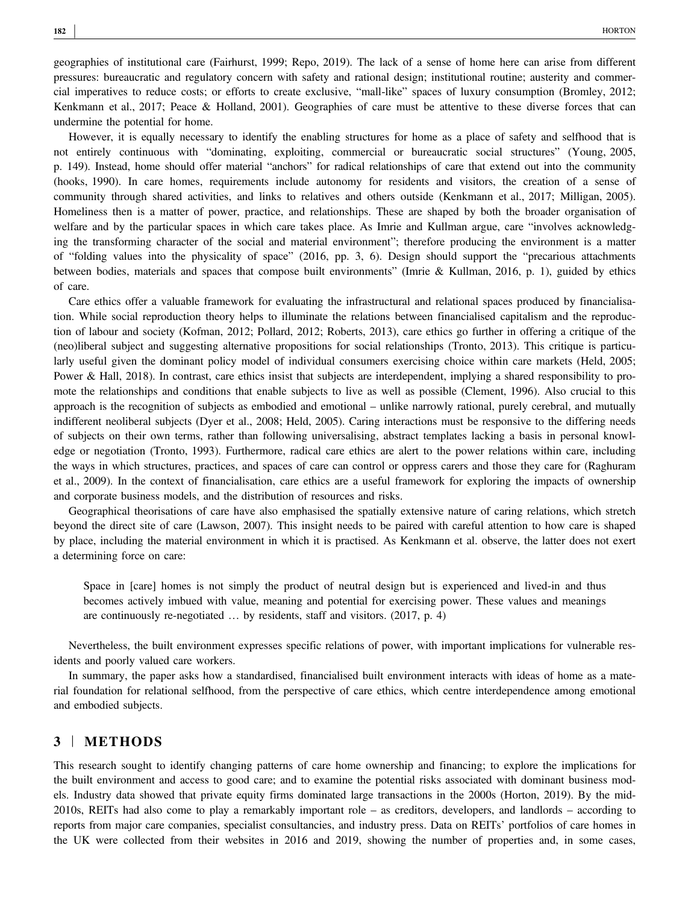geographies of institutional care (Fairhurst, 1999; Repo, 2019). The lack of a sense of home here can arise from different pressures: bureaucratic and regulatory concern with safety and rational design; institutional routine; austerity and commercial imperatives to reduce costs; or efforts to create exclusive, "mall-like" spaces of luxury consumption (Bromley, 2012; Kenkmann et al., 2017; Peace & Holland, 2001). Geographies of care must be attentive to these diverse forces that can undermine the potential for home.

However, it is equally necessary to identify the enabling structures for home as a place of safety and selfhood that is not entirely continuous with "dominating, exploiting, commercial or bureaucratic social structures" (Young, 2005, p. 149). Instead, home should offer material "anchors" for radical relationships of care that extend out into the community (hooks, 1990). In care homes, requirements include autonomy for residents and visitors, the creation of a sense of community through shared activities, and links to relatives and others outside (Kenkmann et al., 2017; Milligan, 2005). Homeliness then is a matter of power, practice, and relationships. These are shaped by both the broader organisation of welfare and by the particular spaces in which care takes place. As Imrie and Kullman argue, care "involves acknowledging the transforming character of the social and material environment"; therefore producing the environment is a matter of "folding values into the physicality of space" (2016, pp. 3, 6). Design should support the "precarious attachments between bodies, materials and spaces that compose built environments" (Imrie & Kullman, 2016, p. 1), guided by ethics of care.

Care ethics offer a valuable framework for evaluating the infrastructural and relational spaces produced by financialisation. While social reproduction theory helps to illuminate the relations between financialised capitalism and the reproduction of labour and society (Kofman, 2012; Pollard, 2012; Roberts, 2013), care ethics go further in offering a critique of the (neo)liberal subject and suggesting alternative propositions for social relationships (Tronto, 2013). This critique is particularly useful given the dominant policy model of individual consumers exercising choice within care markets (Held, 2005; Power & Hall, 2018). In contrast, care ethics insist that subjects are interdependent, implying a shared responsibility to promote the relationships and conditions that enable subjects to live as well as possible (Clement, 1996). Also crucial to this approach is the recognition of subjects as embodied and emotional – unlike narrowly rational, purely cerebral, and mutually indifferent neoliberal subjects (Dyer et al., 2008; Held, 2005). Caring interactions must be responsive to the differing needs of subjects on their own terms, rather than following universalising, abstract templates lacking a basis in personal knowledge or negotiation (Tronto, 1993). Furthermore, radical care ethics are alert to the power relations within care, including the ways in which structures, practices, and spaces of care can control or oppress carers and those they care for (Raghuram et al., 2009). In the context of financialisation, care ethics are a useful framework for exploring the impacts of ownership and corporate business models, and the distribution of resources and risks.

Geographical theorisations of care have also emphasised the spatially extensive nature of caring relations, which stretch beyond the direct site of care (Lawson, 2007). This insight needs to be paired with careful attention to how care is shaped by place, including the material environment in which it is practised. As Kenkmann et al. observe, the latter does not exert a determining force on care:

> Space in [care] homes is not simply the product of neutral design but is experienced and lived-in and thus becomes actively imbued with value, meaning and potential for exercising power. These values and meanings are continuously re-negotiated … by residents, staff and visitors. (2017, p. 4)

Nevertheless, the built environment expresses specific relations of power, with important implications for vulnerable residents and poorly valued care workers.

In summary, the paper asks how a standardised, financialised built environment interacts with ideas of home as a material foundation for relational selfhood, from the perspective of care ethics, which centre interdependence among emotional and embodied subjects.

## 3 | METHODS

This research sought to identify changing patterns of care home ownership and financing; to explore the implications for the built environment and access to good care; and to examine the potential risks associated with dominant business models. Industry data showed that private equity firms dominated large transactions in the 2000s (Horton, 2019). By the mid-2010s, REITs had also come to play a remarkably important role – as creditors, developers, and landlords – according to reports from major care companies, specialist consultancies, and industry press. Data on REITs' portfolios of care homes in the UK were collected from their websites in 2016 and 2019, showing the number of properties and, in some cases,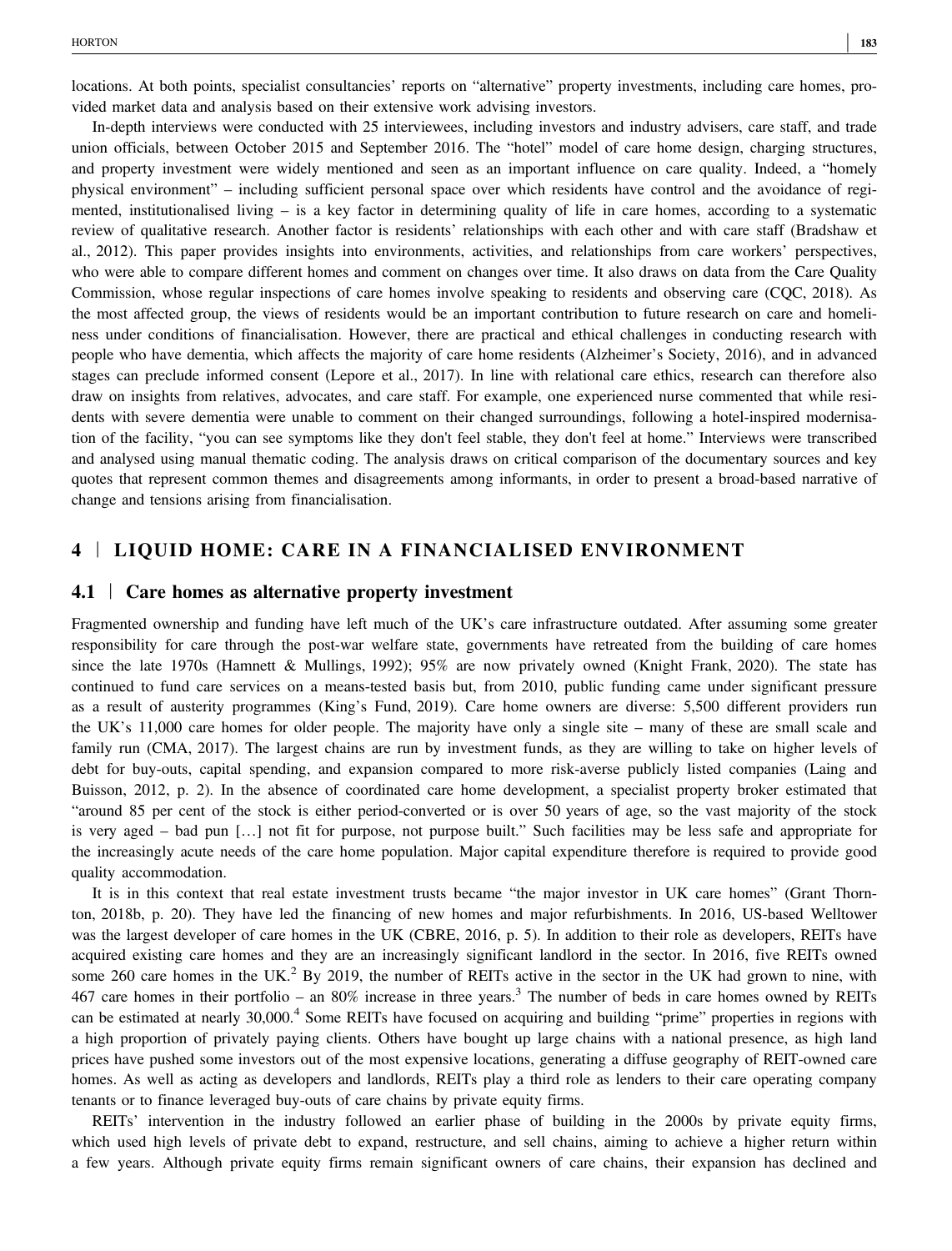locations. At both points, specialist consultancies' reports on "alternative" property investments, including care homes, provided market data and analysis based on their extensive work advising investors.

In-depth interviews were conducted with 25 interviewees, including investors and industry advisers, care staff, and trade union officials, between October 2015 and September 2016. The "hotel" model of care home design, charging structures, and property investment were widely mentioned and seen as an important influence on care quality. Indeed, a "homely physical environment" – including sufficient personal space over which residents have control and the avoidance of regimented, institutionalised living – is a key factor in determining quality of life in care homes, according to a systematic review of qualitative research. Another factor is residents' relationships with each other and with care staff (Bradshaw et al., 2012). This paper provides insights into environments, activities, and relationships from care workers' perspectives, who were able to compare different homes and comment on changes over time. It also draws on data from the Care Quality Commission, whose regular inspections of care homes involve speaking to residents and observing care (CQC, 2018). As the most affected group, the views of residents would be an important contribution to future research on care and homeliness under conditions of financialisation. However, there are practical and ethical challenges in conducting research with people who have dementia, which affects the majority of care home residents (Alzheimer's Society, 2016), and in advanced stages can preclude informed consent (Lepore et al., 2017). In line with relational care ethics, research can therefore also draw on insights from relatives, advocates, and care staff. For example, one experienced nurse commented that while residents with severe dementia were unable to comment on their changed surroundings, following a hotel-inspired modernisation of the facility, "you can see symptoms like they don't feel stable, they don't feel at home." Interviews were transcribed and analysed using manual thematic coding. The analysis draws on critical comparison of the documentary sources and key quotes that represent common themes and disagreements among informants, in order to present a broad-based narrative of change and tensions arising from financialisation.

## 4 | LIQUID HOME: CARE IN A FINANCIALISED ENVIRONMENT

### 4.1 | Care homes as alternative property investment

Fragmented ownership and funding have left much of the UK's care infrastructure outdated. After assuming some greater responsibility for care through the post-war welfare state, governments have retreated from the building of care homes since the late 1970s (Hamnett & Mullings, 1992); 95% are now privately owned (Knight Frank, 2020). The state has continued to fund care services on a means-tested basis but, from 2010, public funding came under significant pressure as a result of austerity programmes (King's Fund, 2019). Care home owners are diverse: 5,500 different providers run the UK's 11,000 care homes for older people. The majority have only a single site – many of these are small scale and family run (CMA, 2017). The largest chains are run by investment funds, as they are willing to take on higher levels of debt for buy-outs, capital spending, and expansion compared to more risk-averse publicly listed companies (Laing and Buisson, 2012, p. 2). In the absence of coordinated care home development, a specialist property broker estimated that "around 85 per cent of the stock is either period-converted or is over 50 years of age, so the vast majority of the stock is very aged – bad pun […] not fit for purpose, not purpose built." Such facilities may be less safe and appropriate for the increasingly acute needs of the care home population. Major capital expenditure therefore is required to provide good quality accommodation.

It is in this context that real estate investment trusts became "the major investor in UK care homes" (Grant Thornton, 2018b, p. 20). They have led the financing of new homes and major refurbishments. In 2016, US-based Welltower was the largest developer of care homes in the UK (CBRE, 2016, p. 5). In addition to their role as developers, REITs have acquired existing care homes and they are an increasingly significant landlord in the sector. In 2016, five REITs owned some 260 care homes in the UK.[2] By 2019, the number of REITs active in the sector in the UK had grown to nine, with 467 care homes in their portfolio – an 80% increase in three years.[3] The number of beds in care homes owned by REITs can be estimated at nearly 30,000.[4] Some REITs have focused on acquiring and building "prime" properties in regions with a high proportion of privately paying clients. Others have bought up large chains with a national presence, as high land prices have pushed some investors out of the most expensive locations, generating a diffuse geography of REIT-owned care homes. As well as acting as developers and landlords, REITs play a third role as lenders to their care operating company tenants or to finance leveraged buy-outs of care chains by private equity firms.

REITs' intervention in the industry followed an earlier phase of building in the 2000s by private equity firms, which used high levels of private debt to expand, restructure, and sell chains, aiming to achieve a higher return within a few years. Although private equity firms remain significant owners of care chains, their expansion has declined and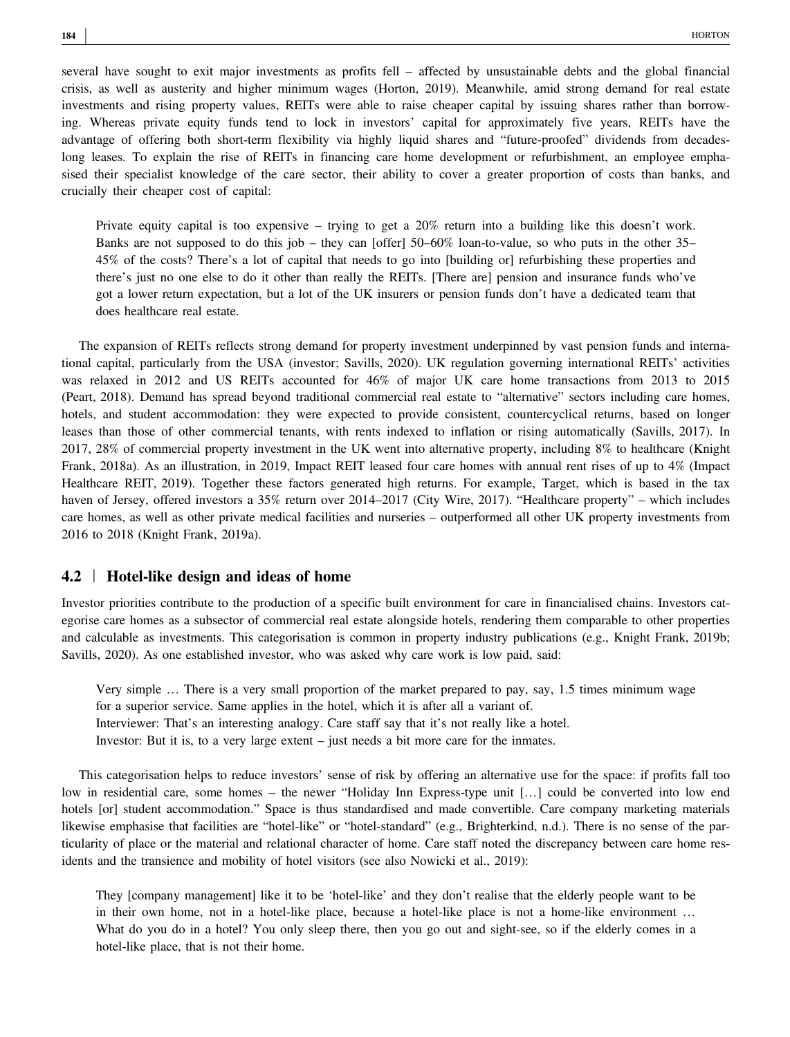several have sought to exit major investments as profits fell – affected by unsustainable debts and the global financial crisis, as well as austerity and higher minimum wages (Horton, 2019). Meanwhile, amid strong demand for real estate investments and rising property values, REITs were able to raise cheaper capital by issuing shares rather than borrowing. Whereas private equity funds tend to lock in investors' capital for approximately five years, REITs have the advantage of offering both short-term flexibility via highly liquid shares and "future-proofed" dividends from decades-long leases. To explain the rise of REITs in financing care home development or refurbishment, an employee emphasised their specialist knowledge of the care sector, their ability to cover a greater proportion of costs than banks, and crucially their cheaper cost of capital:

> Private equity capital is too expensive – trying to get a 20% return into a building like this doesn't work. Banks are not supposed to do this job – they can [offer] 50–60% loan-to-value, so who puts in the other 35–45% of the costs? There's a lot of capital that needs to go into [building or] refurbishing these properties and there's just no one else to do it other than really the REITs. [There are] pension and insurance funds who've got a lower return expectation, but a lot of the UK insurers or pension funds don't have a dedicated team that does healthcare real estate.

The expansion of REITs reflects strong demand for property investment underpinned by vast pension funds and international capital, particularly from the USA (investor; Savills, 2020). UK regulation governing international REITs' activities was relaxed in 2012 and US REITs accounted for 46% of major UK care home transactions from 2013 to 2015 (Peart, 2018). Demand has spread beyond traditional commercial real estate to "alternative" sectors including care homes, hotels, and student accommodation: they were expected to provide consistent, countercyclical returns, based on longer leases than those of other commercial tenants, with rents indexed to inflation or rising automatically (Savills, 2017). In 2017, 28% of commercial property investment in the UK went into alternative property, including 8% to healthcare (Knight Frank, 2018a). As an illustration, in 2019, Impact REIT leased four care homes with annual rent rises of up to 4% (Impact Healthcare REIT, 2019). Together these factors generated high returns. For example, Target, which is based in the tax haven of Jersey, offered investors a 35% return over 2014–2017 (City Wire, 2017). "Healthcare property" – which includes care homes, as well as other private medical facilities and nurseries – outperformed all other UK property investments from 2016 to 2018 (Knight Frank, 2019a).

## 4.2 | Hotel-like design and ideas of home

Investor priorities contribute to the production of a specific built environment for care in financialised chains. Investors categorise care homes as a subsector of commercial real estate alongside hotels, rendering them comparable to other properties and calculable as investments. This categorisation is common in property industry publications (e.g., Knight Frank, 2019b; Savills, 2020). As one established investor, who was asked why care work is low paid, said:

> Very simple … There is a very small proportion of the market prepared to pay, say, 1.5 times minimum wage for a superior service. Same applies in the hotel, which it is after all a variant of.
> Interviewer: That's an interesting analogy. Care staff say that it's not really like a hotel.
> Investor: But it is, to a very large extent – just needs a bit more care for the inmates.

This categorisation helps to reduce investors' sense of risk by offering an alternative use for the space: if profits fall too low in residential care, some homes – the newer "Holiday Inn Express-type unit […] could be converted into low end hotels [or] student accommodation." Space is thus standardised and made convertible. Care company marketing materials likewise emphasise that facilities are "hotel-like" or "hotel-standard" (e.g., Brighterkind, n.d.). There is no sense of the particularity of place or the material and relational character of home. Care staff noted the discrepancy between care home residents and the transience and mobility of hotel visitors (see also Nowicki et al., 2019):

> They [company management] like it to be 'hotel-like' and they don't realise that the elderly people want to be in their own home, not in a hotel-like place, because a hotel-like place is not a home-like environment … What do you do in a hotel? You only sleep there, then you go out and sight-see, so if the elderly comes in a hotel-like place, that is not their home.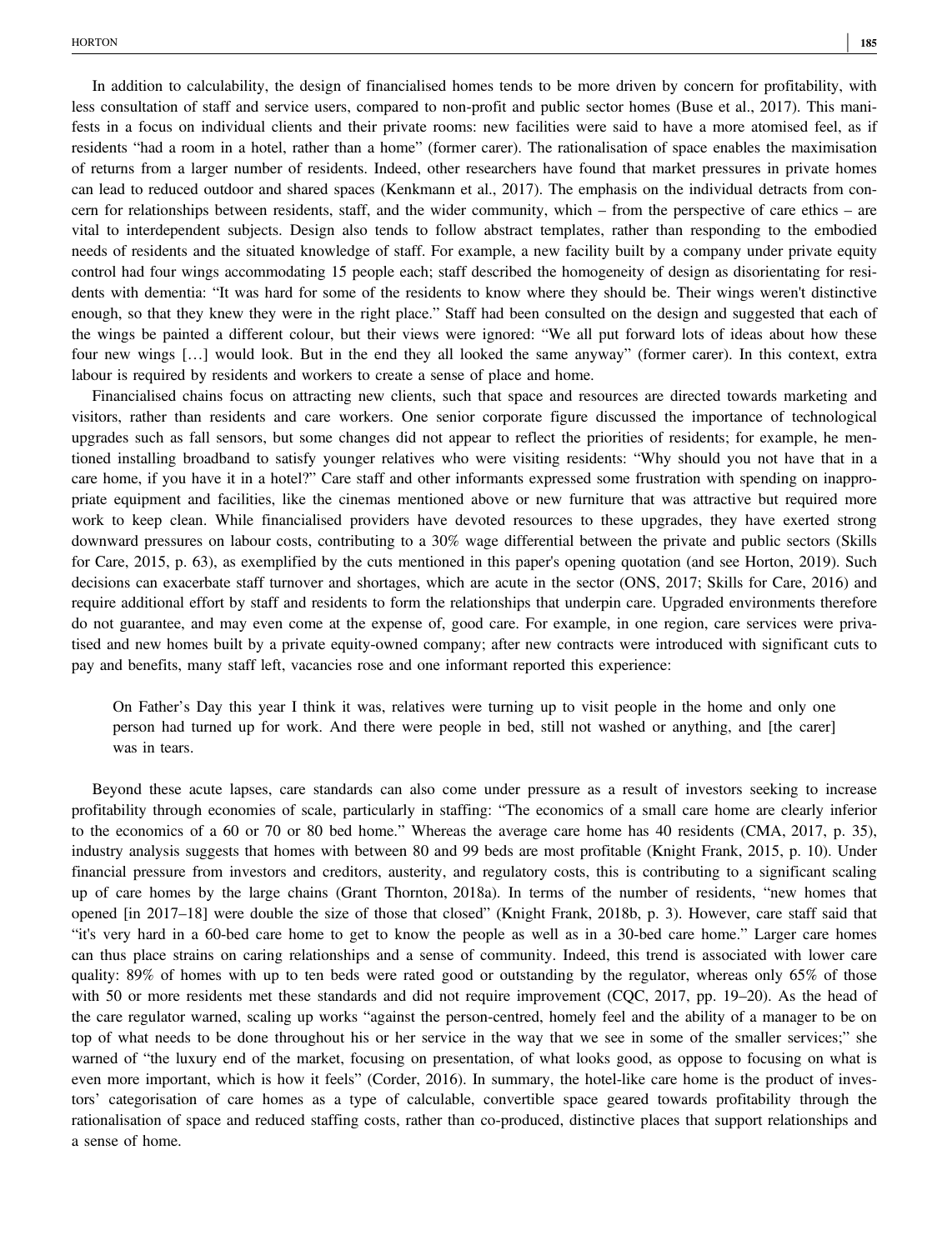In addition to calculability, the design of financialised homes tends to be more driven by concern for profitability, with less consultation of staff and service users, compared to non-profit and public sector homes (Buse et al., 2017). This manifests in a focus on individual clients and their private rooms: new facilities were said to have a more atomised feel, as if residents "had a room in a hotel, rather than a home" (former carer). The rationalisation of space enables the maximisation of returns from a larger number of residents. Indeed, other researchers have found that market pressures in private homes can lead to reduced outdoor and shared spaces (Kenkmann et al., 2017). The emphasis on the individual detracts from concern for relationships between residents, staff, and the wider community, which – from the perspective of care ethics – are vital to interdependent subjects. Design also tends to follow abstract templates, rather than responding to the embodied needs of residents and the situated knowledge of staff. For example, a new facility built by a company under private equity control had four wings accommodating 15 people each; staff described the homogeneity of design as disorientating for residents with dementia: "It was hard for some of the residents to know where they should be. Their wings weren't distinctive enough, so that they knew they were in the right place." Staff had been consulted on the design and suggested that each of the wings be painted a different colour, but their views were ignored: "We all put forward lots of ideas about how these four new wings […] would look. But in the end they all looked the same anyway" (former carer). In this context, extra labour is required by residents and workers to create a sense of place and home.

Financialised chains focus on attracting new clients, such that space and resources are directed towards marketing and visitors, rather than residents and care workers. One senior corporate figure discussed the importance of technological upgrades such as fall sensors, but some changes did not appear to reflect the priorities of residents; for example, he mentioned installing broadband to satisfy younger relatives who were visiting residents: "Why should you not have that in a care home, if you have it in a hotel?" Care staff and other informants expressed some frustration with spending on inappropriate equipment and facilities, like the cinemas mentioned above or new furniture that was attractive but required more work to keep clean. While financialised providers have devoted resources to these upgrades, they have exerted strong downward pressures on labour costs, contributing to a 30% wage differential between the private and public sectors (Skills for Care, 2015, p. 63), as exemplified by the cuts mentioned in this paper's opening quotation (and see Horton, 2019). Such decisions can exacerbate staff turnover and shortages, which are acute in the sector (ONS, 2017; Skills for Care, 2016) and require additional effort by staff and residents to form the relationships that underpin care. Upgraded environments therefore do not guarantee, and may even come at the expense of, good care. For example, in one region, care services were privatised and new homes built by a private equity-owned company; after new contracts were introduced with significant cuts to pay and benefits, many staff left, vacancies rose and one informant reported this experience:

> On Father's Day this year I think it was, relatives were turning up to visit people in the home and only one person had turned up for work. And there were people in bed, still not washed or anything, and [the carer] was in tears.

Beyond these acute lapses, care standards can also come under pressure as a result of investors seeking to increase profitability through economies of scale, particularly in staffing: "The economics of a small care home are clearly inferior to the economics of a 60 or 70 or 80 bed home." Whereas the average care home has 40 residents (CMA, 2017, p. 35), industry analysis suggests that homes with between 80 and 99 beds are most profitable (Knight Frank, 2015, p. 10). Under financial pressure from investors and creditors, austerity, and regulatory costs, this is contributing to a significant scaling up of care homes by the large chains (Grant Thornton, 2018a). In terms of the number of residents, "new homes that opened [in 2017–18] were double the size of those that closed" (Knight Frank, 2018b, p. 3). However, care staff said that "it's very hard in a 60-bed care home to get to know the people as well as in a 30-bed care home." Larger care homes can thus place strains on caring relationships and a sense of community. Indeed, this trend is associated with lower care quality: 89% of homes with up to ten beds were rated good or outstanding by the regulator, whereas only 65% of those with 50 or more residents met these standards and did not require improvement (CQC, 2017, pp. 19–20). As the head of the care regulator warned, scaling up works "against the person-centred, homely feel and the ability of a manager to be on top of what needs to be done throughout his or her service in the way that we see in some of the smaller services;" she warned of "the luxury end of the market, focusing on presentation, of what looks good, as oppose to focusing on what is even more important, which is how it feels" (Corder, 2016). In summary, the hotel-like care home is the product of investors' categorisation of care homes as a type of calculable, convertible space geared towards profitability through the rationalisation of space and reduced staffing costs, rather than co-produced, distinctive places that support relationships and a sense of home.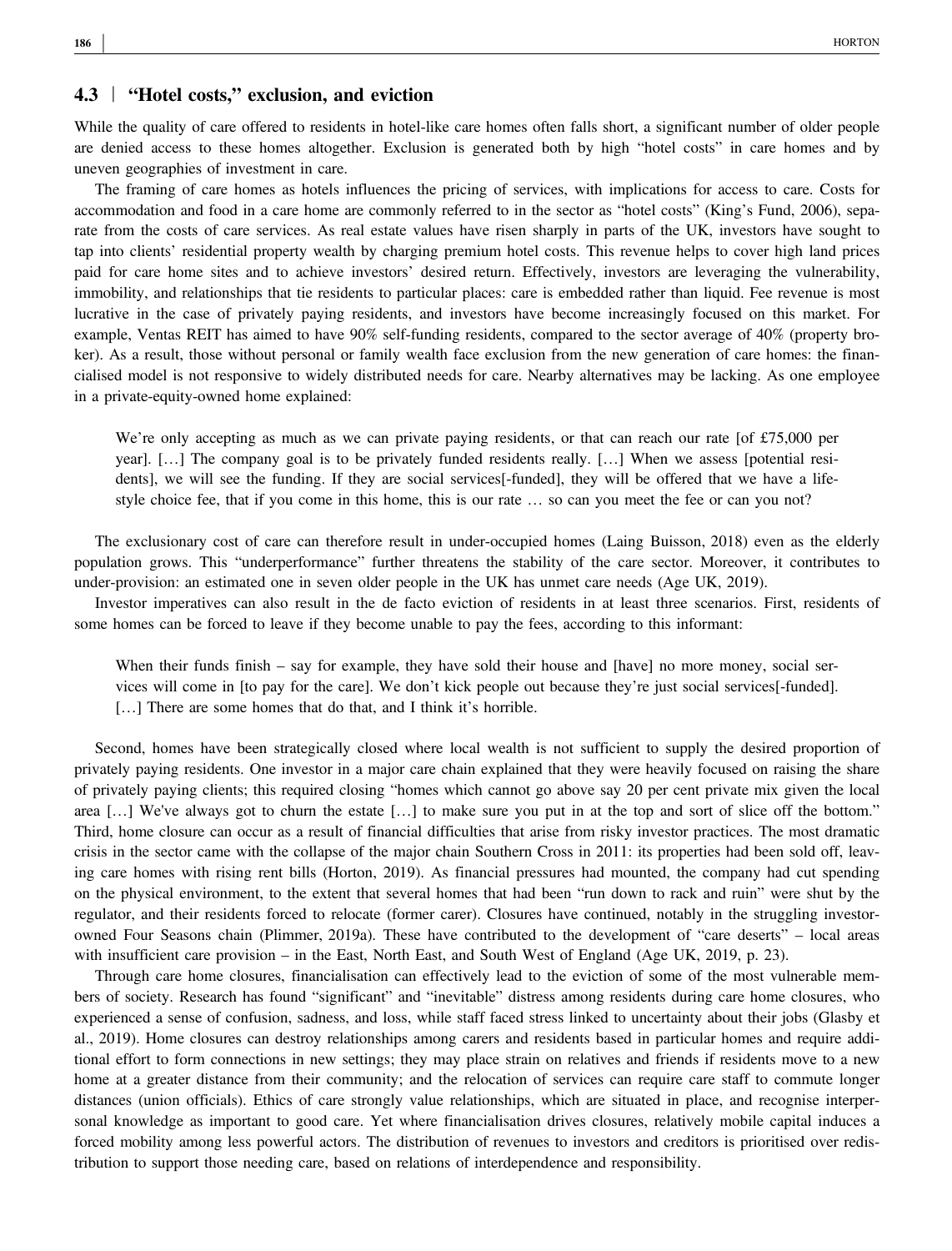### 4.3 | "Hotel costs," exclusion, and eviction

While the quality of care offered to residents in hotel-like care homes often falls short, a significant number of older people are denied access to these homes altogether. Exclusion is generated both by high "hotel costs" in care homes and by uneven geographies of investment in care.

The framing of care homes as hotels influences the pricing of services, with implications for access to care. Costs for accommodation and food in a care home are commonly referred to in the sector as "hotel costs" (King's Fund, 2006), separate from the costs of care services. As real estate values have risen sharply in parts of the UK, investors have sought to tap into clients' residential property wealth by charging premium hotel costs. This revenue helps to cover high land prices paid for care home sites and to achieve investors' desired return. Effectively, investors are leveraging the vulnerability, immobility, and relationships that tie residents to particular places: care is embedded rather than liquid. Fee revenue is most lucrative in the case of privately paying residents, and investors have become increasingly focused on this market. For example, Ventas REIT has aimed to have 90% self-funding residents, compared to the sector average of 40% (property broker). As a result, those without personal or family wealth face exclusion from the new generation of care homes: the financialised model is not responsive to widely distributed needs for care. Nearby alternatives may be lacking. As one employee in a private-equity-owned home explained:

> We're only accepting as much as we can private paying residents, or that can reach our rate [of £75,000 per year]. […] The company goal is to be privately funded residents really. […] When we assess [potential residents], we will see the funding. If they are social services[-funded], they will be offered that we have a lifestyle choice fee, that if you come in this home, this is our rate … so can you meet the fee or can you not?

The exclusionary cost of care can therefore result in under-occupied homes (Laing Buisson, 2018) even as the elderly population grows. This "underperformance" further threatens the stability of the care sector. Moreover, it contributes to under-provision: an estimated one in seven older people in the UK has unmet care needs (Age UK, 2019).

Investor imperatives can also result in the de facto eviction of residents in at least three scenarios. First, residents of some homes can be forced to leave if they become unable to pay the fees, according to this informant:

> When their funds finish – say for example, they have sold their house and [have] no more money, social services will come in [to pay for the care]. We don't kick people out because they're just social services[-funded]. […] There are some homes that do that, and I think it's horrible.

Second, homes have been strategically closed where local wealth is not sufficient to supply the desired proportion of privately paying residents. One investor in a major care chain explained that they were heavily focused on raising the share of privately paying clients; this required closing "homes which cannot go above say 20 per cent private mix given the local area […] We've always got to churn the estate […] to make sure you put in at the top and sort of slice off the bottom." Third, home closure can occur as a result of financial difficulties that arise from risky investor practices. The most dramatic crisis in the sector came with the collapse of the major chain Southern Cross in 2011: its properties had been sold off, leaving care homes with rising rent bills (Horton, 2019). As financial pressures had mounted, the company had cut spending on the physical environment, to the extent that several homes that had been "run down to rack and ruin" were shut by the regulator, and their residents forced to relocate (former carer). Closures have continued, notably in the struggling investor-owned Four Seasons chain (Plimmer, 2019a). These have contributed to the development of "care deserts" – local areas with insufficient care provision – in the East, North East, and South West of England (Age UK, 2019, p. 23).

Through care home closures, financialisation can effectively lead to the eviction of some of the most vulnerable members of society. Research has found "significant" and "inevitable" distress among residents during care home closures, who experienced a sense of confusion, sadness, and loss, while staff faced stress linked to uncertainty about their jobs (Glasby et al., 2019). Home closures can destroy relationships among carers and residents based in particular homes and require additional effort to form connections in new settings; they may place strain on relatives and friends if residents move to a new home at a greater distance from their community; and the relocation of services can require care staff to commute longer distances (union officials). Ethics of care strongly value relationships, which are situated in place, and recognise interpersonal knowledge as important to good care. Yet where financialisation drives closures, relatively mobile capital induces a forced mobility among less powerful actors. The distribution of revenues to investors and creditors is prioritised over redistribution to support those needing care, based on relations of interdependence and responsibility.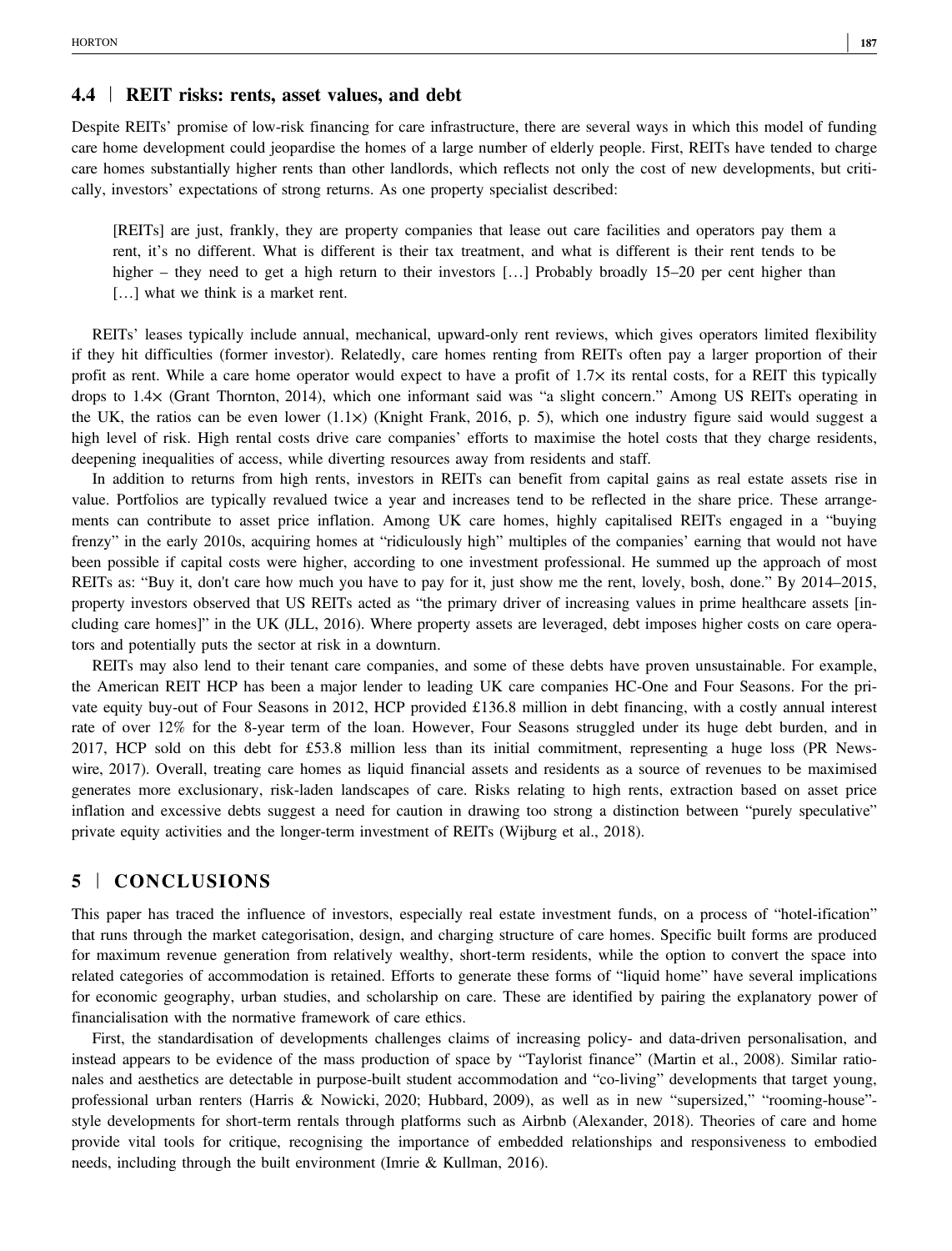### 4.4 | REIT risks: rents, asset values, and debt

Despite REITs' promise of low-risk financing for care infrastructure, there are several ways in which this model of funding care home development could jeopardise the homes of a large number of elderly people. First, REITs have tended to charge care homes substantially higher rents than other landlords, which reflects not only the cost of new developments, but critically, investors' expectations of strong returns. As one property specialist described:

> [REITs] are just, frankly, they are property companies that lease out care facilities and operators pay them a rent, it's no different. What is different is their tax treatment, and what is different is their rent tends to be higher – they need to get a high return to their investors […] Probably broadly 15–20 per cent higher than […] what we think is a market rent.

REITs' leases typically include annual, mechanical, upward-only rent reviews, which gives operators limited flexibility if they hit difficulties (former investor). Relatedly, care homes renting from REITs often pay a larger proportion of their profit as rent. While a care home operator would expect to have a profit of 1.7× its rental costs, for a REIT this typically drops to 1.4× (Grant Thornton, 2014), which one informant said was "a slight concern." Among US REITs operating in the UK, the ratios can be even lower (1.1×) (Knight Frank, 2016, p. 5), which one industry figure said would suggest a high level of risk. High rental costs drive care companies' efforts to maximise the hotel costs that they charge residents, deepening inequalities of access, while diverting resources away from residents and staff.

In addition to returns from high rents, investors in REITs can benefit from capital gains as real estate assets rise in value. Portfolios are typically revalued twice a year and increases tend to be reflected in the share price. These arrangements can contribute to asset price inflation. Among UK care homes, highly capitalised REITs engaged in a "buying frenzy" in the early 2010s, acquiring homes at "ridiculously high" multiples of the companies' earning that would not have been possible if capital costs were higher, according to one investment professional. He summed up the approach of most REITs as: "Buy it, don't care how much you have to pay for it, just show me the rent, lovely, bosh, done." By 2014–2015, property investors observed that US REITs acted as "the primary driver of increasing values in prime healthcare assets [including care homes]" in the UK (JLL, 2016). Where property assets are leveraged, debt imposes higher costs on care operators and potentially puts the sector at risk in a downturn.

REITs may also lend to their tenant care companies, and some of these debts have proven unsustainable. For example, the American REIT HCP has been a major lender to leading UK care companies HC-One and Four Seasons. For the private equity buy-out of Four Seasons in 2012, HCP provided £136.8 million in debt financing, with a costly annual interest rate of over 12% for the 8-year term of the loan. However, Four Seasons struggled under its huge debt burden, and in 2017, HCP sold on this debt for £53.8 million less than its initial commitment, representing a huge loss (PR Newswire, 2017). Overall, treating care homes as liquid financial assets and residents as a source of revenues to be maximised generates more exclusionary, risk-laden landscapes of care. Risks relating to high rents, extraction based on asset price inflation and excessive debts suggest a need for caution in drawing too strong a distinction between "purely speculative" private equity activities and the longer-term investment of REITs (Wijburg et al., 2018).

## 5 | CONCLUSIONS

This paper has traced the influence of investors, especially real estate investment funds, on a process of "hotel-ification" that runs through the market categorisation, design, and charging structure of care homes. Specific built forms are produced for maximum revenue generation from relatively wealthy, short-term residents, while the option to convert the space into related categories of accommodation is retained. Efforts to generate these forms of "liquid home" have several implications for economic geography, urban studies, and scholarship on care. These are identified by pairing the explanatory power of financialisation with the normative framework of care ethics.

First, the standardisation of developments challenges claims of increasing policy- and data-driven personalisation, and instead appears to be evidence of the mass production of space by "Taylorist finance" (Martin et al., 2008). Similar rationales and aesthetics are detectable in purpose-built student accommodation and "co-living" developments that target young, professional urban renters (Harris & Nowicki, 2020; Hubbard, 2009), as well as in new "supersized," "rooming-house"-style developments for short-term rentals through platforms such as Airbnb (Alexander, 2018). Theories of care and home provide vital tools for critique, recognising the importance of embedded relationships and responsiveness to embodied needs, including through the built environment (Imrie & Kullman, 2016).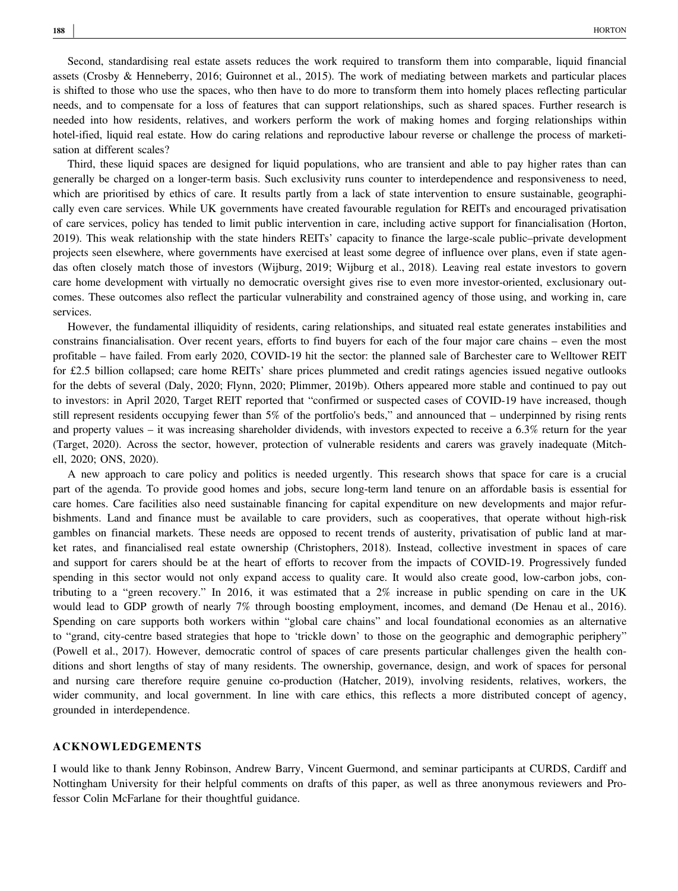Second, standardising real estate assets reduces the work required to transform them into comparable, liquid financial assets (Crosby & Henneberry, 2016; Guironnet et al., 2015). The work of mediating between markets and particular places is shifted to those who use the spaces, who then have to do more to transform them into homely places reflecting particular needs, and to compensate for a loss of features that can support relationships, such as shared spaces. Further research is needed into how residents, relatives, and workers perform the work of making homes and forging relationships within hotel-ified, liquid real estate. How do caring relations and reproductive labour reverse or challenge the process of marketisation at different scales?

Third, these liquid spaces are designed for liquid populations, who are transient and able to pay higher rates than can generally be charged on a longer-term basis. Such exclusivity runs counter to interdependence and responsiveness to need, which are prioritised by ethics of care. It results partly from a lack of state intervention to ensure sustainable, geographically even care services. While UK governments have created favourable regulation for REITs and encouraged privatisation of care services, policy has tended to limit public intervention in care, including active support for financialisation (Horton, 2019). This weak relationship with the state hinders REITs' capacity to finance the large-scale public–private development projects seen elsewhere, where governments have exercised at least some degree of influence over plans, even if state agendas often closely match those of investors (Wijburg, 2019; Wijburg et al., 2018). Leaving real estate investors to govern care home development with virtually no democratic oversight gives rise to even more investor-oriented, exclusionary outcomes. These outcomes also reflect the particular vulnerability and constrained agency of those using, and working in, care services.

However, the fundamental illiquidity of residents, caring relationships, and situated real estate generates instabilities and constrains financialisation. Over recent years, efforts to find buyers for each of the four major care chains – even the most profitable – have failed. From early 2020, COVID-19 hit the sector: the planned sale of Barchester care to Welltower REIT for £2.5 billion collapsed; care home REITs' share prices plummeted and credit ratings agencies issued negative outlooks for the debts of several (Daly, 2020; Flynn, 2020; Plimmer, 2019b). Others appeared more stable and continued to pay out to investors: in April 2020, Target REIT reported that "confirmed or suspected cases of COVID-19 have increased, though still represent residents occupying fewer than 5% of the portfolio's beds," and announced that – underpinned by rising rents and property values – it was increasing shareholder dividends, with investors expected to receive a 6.3% return for the year (Target, 2020). Across the sector, however, protection of vulnerable residents and carers was gravely inadequate (Mitchell, 2020; ONS, 2020).

A new approach to care policy and politics is needed urgently. This research shows that space for care is a crucial part of the agenda. To provide good homes and jobs, secure long-term land tenure on an affordable basis is essential for care homes. Care facilities also need sustainable financing for capital expenditure on new developments and major refurbishments. Land and finance must be available to care providers, such as cooperatives, that operate without high-risk gambles on financial markets. These needs are opposed to recent trends of austerity, privatisation of public land at market rates, and financialised real estate ownership (Christophers, 2018). Instead, collective investment in spaces of care and support for carers should be at the heart of efforts to recover from the impacts of COVID-19. Progressively funded spending in this sector would not only expand access to quality care. It would also create good, low-carbon jobs, contributing to a "green recovery." In 2016, it was estimated that a 2% increase in public spending on care in the UK would lead to GDP growth of nearly 7% through boosting employment, incomes, and demand (De Henau et al., 2016). Spending on care supports both workers within "global care chains" and local foundational economies as an alternative to "grand, city-centre based strategies that hope to 'trickle down' to those on the geographic and demographic periphery" (Powell et al., 2017). However, democratic control of spaces of care presents particular challenges given the health conditions and short lengths of stay of many residents. The ownership, governance, design, and work of spaces for personal and nursing care therefore require genuine co-production (Hatcher, 2019), involving residents, relatives, workers, the wider community, and local government. In line with care ethics, this reflects a more distributed concept of agency, grounded in interdependence.

## ACKNOWLEDGEMENTS

I would like to thank Jenny Robinson, Andrew Barry, Vincent Guermond, and seminar participants at CURDS, Cardiff and Nottingham University for their helpful comments on drafts of this paper, as well as three anonymous reviewers and Professor Colin McFarlane for their thoughtful guidance.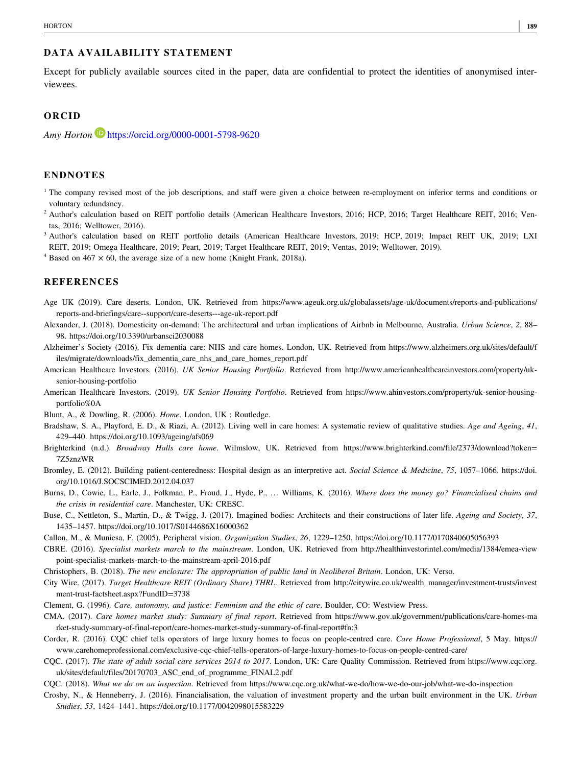## DATA AVAILABILITY STATEMENT

Except for publicly available sources cited in the paper, data are confidential to protect the identities of anonymised interviewees.

## ORCID

*Amy Horton* https://orcid.org/0000-0001-5798-9620

## ENDNOTES

[1] The company revised most of the job descriptions, and staff were given a choice between re-employment on inferior terms and conditions or voluntary redundancy.

[2] Author's calculation based on REIT portfolio details (American Healthcare Investors, 2016; HCP, 2016; Target Healthcare REIT, 2016; Ventas, 2016; Welltower, 2016).

[3] Author's calculation based on REIT portfolio details (American Healthcare Investors, 2019; HCP, 2019; Impact REIT UK, 2019; LXI REIT, 2019; Omega Healthcare, 2019; Peart, 2019; Target Healthcare REIT, 2019; Ventas, 2019; Welltower, 2019).

[4] Based on 467 × 60, the average size of a new home (Knight Frank, 2018a).

## REFERENCES

Age UK (2019). Care deserts. London, UK. Retrieved from https://www.ageuk.org.uk/globalassets/age-uk/documents/reports-and-publications/reports-and-briefings/care--support/care-deserts---age-uk-report.pdf

Alexander, J. (2018). Domesticity on-demand: The architectural and urban implications of Airbnb in Melbourne, Australia. *Urban Science*, *2*, 88–98. https://doi.org/10.3390/urbansci2030088

Alzheimer's Society (2016). Fix dementia care: NHS and care homes. London, UK. Retrieved from https://www.alzheimers.org.uk/sites/default/files/migrate/downloads/fix_dementia_care_nhs_and_care_homes_report.pdf

American Healthcare Investors. (2016). *UK Senior Housing Portfolio*. Retrieved from http://www.americanhealthcareinvestors.com/property/uk-senior-housing-portfolio

American Healthcare Investors. (2019). *UK Senior Housing Portfolio*. Retrieved from https://www.ahinvestors.com/property/uk-senior-housing-portfolio%0A

Blunt, A., & Dowling, R. (2006). *Home*. London, UK : Routledge.

Bradshaw, S. A., Playford, E. D., & Riazi, A. (2012). Living well in care homes: A systematic review of qualitative studies. *Age and Ageing*, *41*, 429–440. https://doi.org/10.1093/ageing/afs069

Brighterkind (n.d.). *Broadway Halls care home*. Wilmslow, UK. Retrieved from https://www.brighterkind.com/file/2373/download?token=7Z5znzWR

Bromley, E. (2012). Building patient-centeredness: Hospital design as an interpretive act. *Social Science & Medicine*, *75*, 1057–1066. https://doi.org/10.1016/J.SOCSCIMED.2012.04.037

Burns, D., Cowie, L., Earle, J., Folkman, P., Froud, J., Hyde, P., … Williams, K. (2016). *Where does the money go? Financialised chains and the crisis in residential care*. Manchester, UK: CRESC.

Buse, C., Nettleton, S., Martin, D., & Twigg, J. (2017). Imagined bodies: Architects and their constructions of later life. *Ageing and Society*, *37*, 1435–1457. https://doi.org/10.1017/S0144686X16000362

Callon, M., & Muniesa, F. (2005). Peripheral vision. *Organization Studies*, *26*, 1229–1250. https://doi.org/10.1177/0170840605056393

CBRE. (2016). *Specialist markets march to the mainstream*. London, UK. Retrieved from http://healthinvestorintel.com/media/1384/emea-viewpoint-specialist-markets-march-to-the-mainstream-april-2016.pdf

Christophers, B. (2018). *The new enclosure: The appropriation of public land in Neoliberal Britain*. London, UK: Verso.

City Wire. (2017). *Target Healthcare REIT (Ordinary Share) THRL*. Retrieved from http://citywire.co.uk/wealth_manager/investment-trusts/investment-trust-factsheet.aspx?FundID=3738

Clement, G. (1996). *Care, autonomy, and justice: Feminism and the ethic of care*. Boulder, CO: Westview Press.

CMA. (2017). *Care homes market study: Summary of final report*. Retrieved from https://www.gov.uk/government/publications/care-homes-market-study-summary-of-final-report/care-homes-market-study-summary-of-final-report#fn:3

Corder, R. (2016). CQC chief tells operators of large luxury homes to focus on people-centred care. *Care Home Professional*, 5 May. https://www.carehomeprofessional.com/exclusive-cqc-chief-tells-operators-of-large-luxury-homes-to-focus-on-people-centred-care/

CQC. (2017). *The state of adult social care services 2014 to 2017*. London, UK: Care Quality Commission. Retrieved from https://www.cqc.org.uk/sites/default/files/20170703_ASC_end_of_programme_FINAL2.pdf

CQC. (2018). *What we do on an inspection*. Retrieved from https://www.cqc.org.uk/what-we-do/how-we-do-our-job/what-we-do-inspection

Crosby, N., & Henneberry, J. (2016). Financialisation, the valuation of investment property and the urban built environment in the UK. *Urban Studies*, *53*, 1424–1441. https://doi.org/10.1177/0042098015583229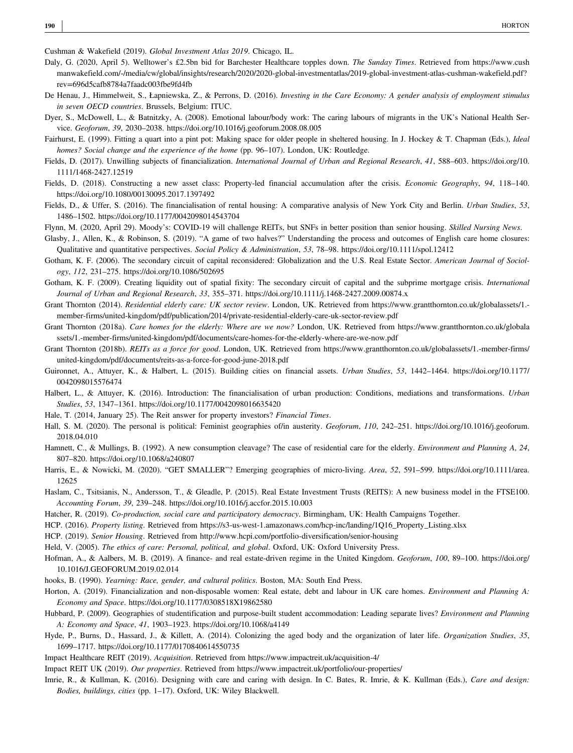Cushman & Wakefield (2019). *Global Investment Atlas 2019*. Chicago, IL.

Daly, G. (2020, April 5). Welltower's £2.5bn bid for Barchester Healthcare topples down. *The Sunday Times*. Retrieved from https://www.cushmanwakefield.com/-/media/cw/global/insights/research/2020/2020-global-investmentatlas/2019-global-investment-atlas-cushman-wakefield.pdf?rev=696d5cafb8784a7faadc003fbe9fd4fb

De Henau, J., Himmelweit, S., Łapniewska, Z., & Perrons, D. (2016). *Investing in the Care Economy: A gender analysis of employment stimulus in seven OECD countries*. Brussels, Belgium: ITUC.

Dyer, S., McDowell, L., & Batnitzky, A. (2008). Emotional labour/body work: The caring labours of migrants in the UK's National Health Service. *Geoforum*, *39*, 2030–2038. https://doi.org/10.1016/j.geoforum.2008.08.005

Fairhurst, E. (1999). Fitting a quart into a pint pot: Making space for older people in sheltered housing. In J. Hockey & T. Chapman (Eds.), *Ideal homes? Social change and the experience of the home* (pp. 96–107). London, UK: Routledge.

Fields, D. (2017). Unwilling subjects of financialization. *International Journal of Urban and Regional Research*, *41*, 588–603. https://doi.org/10.1111/1468-2427.12519

Fields, D. (2018). Constructing a new asset class: Property-led financial accumulation after the crisis. *Economic Geography*, *94*, 118–140. https://doi.org/10.1080/00130095.2017.1397492

Fields, D., & Uffer, S. (2016). The financialisation of rental housing: A comparative analysis of New York City and Berlin. *Urban Studies*, *53*, 1486–1502. https://doi.org/10.1177/0042098014543704

Flynn, M. (2020, April 29). Moody's: COVID-19 will challenge REITs, but SNFs in better position than senior housing. *Skilled Nursing News*.

Glasby, J., Allen, K., & Robinson, S. (2019). "A game of two halves?" Understanding the process and outcomes of English care home closures: Qualitative and quantitative perspectives. *Social Policy & Administration*, *53*, 78–98. https://doi.org/10.1111/spol.12412

Gotham, K. F. (2006). The secondary circuit of capital reconsidered: Globalization and the U.S. Real Estate Sector. *American Journal of Sociology*, *112*, 231–275. https://doi.org/10.1086/502695

Gotham, K. F. (2009). Creating liquidity out of spatial fixity: The secondary circuit of capital and the subprime mortgage crisis. *International Journal of Urban and Regional Research*, *33*, 355–371. https://doi.org/10.1111/j.1468-2427.2009.00874.x

Grant Thornton (2014). *Residential elderly care: UK sector review*. London, UK. Retrieved from https://www.grantthornton.co.uk/globalassets/1.-member-firms/united-kingdom/pdf/publication/2014/private-residential-elderly-care-uk-sector-review.pdf

Grant Thornton (2018a). *Care homes for the elderly: Where are we now?* London, UK. Retrieved from https://www.grantthornton.co.uk/globalassets/1.-member-firms/united-kingdom/pdf/documents/care-homes-for-the-elderly-where-are-we-now.pdf

Grant Thornton (2018b). *REITs as a force for good*. London, UK. Retrieved from https://www.grantthornton.co.uk/globalassets/1.-member-firms/united-kingdom/pdf/documents/reits-as-a-force-for-good-june-2018.pdf

Guironnet, A., Attuyer, K., & Halbert, L. (2015). Building cities on financial assets. *Urban Studies*, *53*, 1442–1464. https://doi.org/10.1177/0042098015576474

Halbert, L., & Attuyer, K. (2016). Introduction: The financialisation of urban production: Conditions, mediations and transformations. *Urban Studies*, *53*, 1347–1361. https://doi.org/10.1177/0042098016635420

Hale, T. (2014, January 25). The Reit answer for property investors? *Financial Times*.

Hall, S. M. (2020). The personal is political: Feminist geographies of/in austerity. *Geoforum*, *110*, 242–251. https://doi.org/10.1016/j.geoforum.2018.04.010

Hamnett, C., & Mullings, B. (1992). A new consumption cleavage? The case of residential care for the elderly. *Environment and Planning A*, *24*, 807–820. https://doi.org/10.1068/a240807

Harris, E., & Nowicki, M. (2020). "GET SMALLER"? Emerging geographies of micro-living. *Area*, *52*, 591–599. https://doi.org/10.1111/area.12625

Haslam, C., Tsitsianis, N., Andersson, T., & Gleadle, P. (2015). Real Estate Investment Trusts (REITS): A new business model in the FTSE100. *Accounting Forum*, *39*, 239–248. https://doi.org/10.1016/j.accfor.2015.10.003

Hatcher, R. (2019). *Co-production, social care and participatory democracy*. Birmingham, UK: Health Campaigns Together.

HCP. (2016). *Property listing*. Retrieved from https://s3-us-west-1.amazonaws.com/hcp-inc/landing/1Q16_Property_Listing.xlsx

HCP. (2019). *Senior Housing*. Retrieved from http://www.hcpi.com/portfolio-diversification/senior-housing

Held, V. (2005). *The ethics of care: Personal, political, and global*. Oxford, UK: Oxford University Press.

Hofman, A., & Aalbers, M. B. (2019). A finance- and real estate-driven regime in the United Kingdom. *Geoforum*, *100*, 89–100. https://doi.org/10.1016/J.GEOFORUM.2019.02.014

hooks, B. (1990). *Yearning: Race, gender, and cultural politics*. Boston, MA: South End Press.

Horton, A. (2019). Financialization and non-disposable women: Real estate, debt and labour in UK care homes. *Environment and Planning A: Economy and Space*. https://doi.org/10.1177/0308518X19862580

Hubbard, P. (2009). Geographies of studentification and purpose-built student accommodation: Leading separate lives? *Environment and Planning A: Economy and Space*, *41*, 1903–1923. https://doi.org/10.1068/a4149

Hyde, P., Burns, D., Hassard, J., & Killett, A. (2014). Colonizing the aged body and the organization of later life. *Organization Studies*, *35*, 1699–1717. https://doi.org/10.1177/0170840614550735

Impact Healthcare REIT (2019). *Acquisition*. Retrieved from https://www.impactreit.uk/acquisition-4/

Impact REIT UK (2019). *Our properties*. Retrieved from https://www.impactreit.uk/portfolio/our-properties/

Imrie, R., & Kullman, K. (2016). Designing with care and caring with design. In C. Bates, R. Imrie, & K. Kullman (Eds.), *Care and design: Bodies, buildings, cities* (pp. 1–17). Oxford, UK: Wiley Blackwell.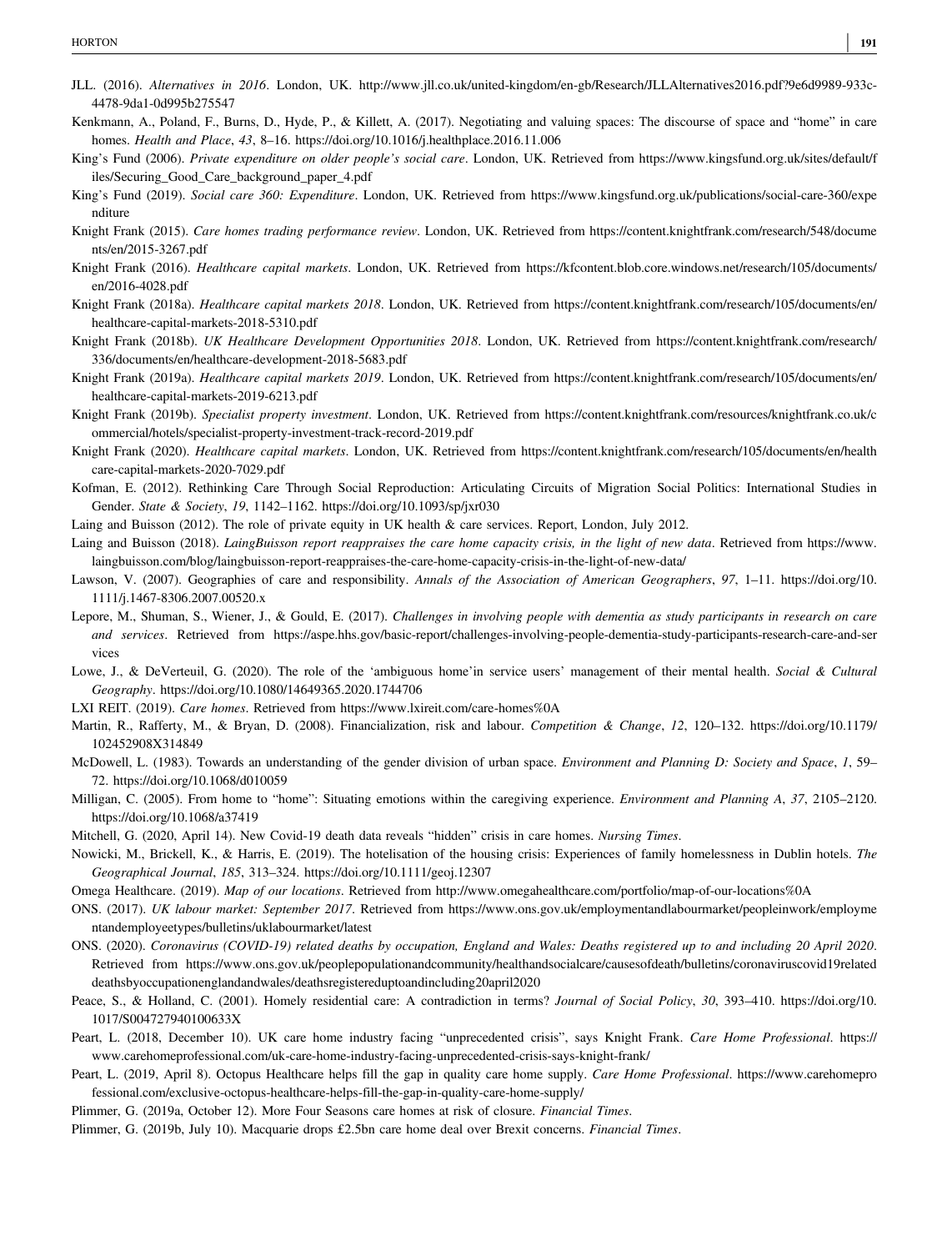JLL. (2016). *Alternatives in 2016*. London, UK. http://www.jll.co.uk/united-kingdom/en-gb/Research/JLLAlternatives2016.pdf?9e6d9989-933c-4478-9da1-0d995b275547

Kenkmann, A., Poland, F., Burns, D., Hyde, P., & Killett, A. (2017). Negotiating and valuing spaces: The discourse of space and "home" in care homes. *Health and Place*, *43*, 8–16. https://doi.org/10.1016/j.healthplace.2016.11.006

King's Fund (2006). *Private expenditure on older people's social care*. London, UK. Retrieved from https://www.kingsfund.org.uk/sites/default/files/Securing_Good_Care_background_paper_4.pdf

King's Fund (2019). *Social care 360: Expenditure*. London, UK. Retrieved from https://www.kingsfund.org.uk/publications/social-care-360/expenditure

Knight Frank (2015). *Care homes trading performance review*. London, UK. Retrieved from https://content.knightfrank.com/research/548/documents/en/2015-3267.pdf

Knight Frank (2016). *Healthcare capital markets*. London, UK. Retrieved from https://kfcontent.blob.core.windows.net/research/105/documents/en/2016-4028.pdf

Knight Frank (2018a). *Healthcare capital markets 2018*. London, UK. Retrieved from https://content.knightfrank.com/research/105/documents/en/healthcare-capital-markets-2018-5310.pdf

Knight Frank (2018b). *UK Healthcare Development Opportunities 2018*. London, UK. Retrieved from https://content.knightfrank.com/research/336/documents/en/healthcare-development-2018-5683.pdf

Knight Frank (2019a). *Healthcare capital markets 2019*. London, UK. Retrieved from https://content.knightfrank.com/research/105/documents/en/healthcare-capital-markets-2019-6213.pdf

Knight Frank (2019b). *Specialist property investment*. London, UK. Retrieved from https://content.knightfrank.com/resources/knightfrank.co.uk/commercial/hotels/specialist-property-investment-track-record-2019.pdf

Knight Frank (2020). *Healthcare capital markets*. London, UK. Retrieved from https://content.knightfrank.com/research/105/documents/en/healthcare-capital-markets-2020-7029.pdf

Kofman, E. (2012). Rethinking Care Through Social Reproduction: Articulating Circuits of Migration Social Politics: International Studies in Gender. *State & Society*, *19*, 1142–1162. https://doi.org/10.1093/sp/jxr030

Laing and Buisson (2012). The role of private equity in UK health & care services. Report, London, July 2012.

Laing and Buisson (2018). *LaingBuisson report reappraises the care home capacity crisis, in the light of new data*. Retrieved from https://www.laingbuisson.com/blog/laingbuisson-report-reappraises-the-care-home-capacity-crisis-in-the-light-of-new-data/

Lawson, V. (2007). Geographies of care and responsibility. *Annals of the Association of American Geographers*, *97*, 1–11. https://doi.org/10.1111/j.1467-8306.2007.00520.x

Lepore, M., Shuman, S., Wiener, J., & Gould, E. (2017). *Challenges in involving people with dementia as study participants in research on care and services*. Retrieved from https://aspe.hhs.gov/basic-report/challenges-involving-people-dementia-study-participants-research-care-and-services

Lowe, J., & DeVerteuil, G. (2020). The role of the 'ambiguous home'in service users' management of their mental health. *Social & Cultural Geography*. https://doi.org/10.1080/14649365.2020.1744706

LXI REIT. (2019). *Care homes*. Retrieved from https://www.lxireit.com/care-homes%0A

Martin, R., Rafferty, M., & Bryan, D. (2008). Financialization, risk and labour. *Competition & Change*, *12*, 120–132. https://doi.org/10.1179/102452908X314849

McDowell, L. (1983). Towards an understanding of the gender division of urban space. *Environment and Planning D: Society and Space*, *1*, 59–72. https://doi.org/10.1068/d010059

Milligan, C. (2005). From home to "home": Situating emotions within the caregiving experience. *Environment and Planning A*, *37*, 2105–2120. https://doi.org/10.1068/a37419

Mitchell, G. (2020, April 14). New Covid-19 death data reveals "hidden" crisis in care homes. *Nursing Times*.

Nowicki, M., Brickell, K., & Harris, E. (2019). The hotelisation of the housing crisis: Experiences of family homelessness in Dublin hotels. *The Geographical Journal*, *185*, 313–324. https://doi.org/10.1111/geoj.12307

Omega Healthcare. (2019). *Map of our locations*. Retrieved from http://www.omegahealthcare.com/portfolio/map-of-our-locations%0A

ONS. (2017). *UK labour market: September 2017*. Retrieved from https://www.ons.gov.uk/employmentandlabourmarket/peopleinwork/employmentandemployeetypes/bulletins/uklabourmarket/latest

ONS. (2020). *Coronavirus (COVID-19) related deaths by occupation, England and Wales: Deaths registered up to and including 20 April 2020*. Retrieved from https://www.ons.gov.uk/peoplepopulationandcommunity/healthandsocialcare/causesofdeath/bulletins/coronaviruscovid19relateddeathsbyoccupationenglandandwales/deathsregistereduptoandincluding20april2020

Peace, S., & Holland, C. (2001). Homely residential care: A contradiction in terms? *Journal of Social Policy*, *30*, 393–410. https://doi.org/10.1017/S004727940100633X

Peart, L. (2018, December 10). UK care home industry facing "unprecedented crisis", says Knight Frank. *Care Home Professional*. https://www.carehomeprofessional.com/uk-care-home-industry-facing-unprecedented-crisis-says-knight-frank/

Peart, L. (2019, April 8). Octopus Healthcare helps fill the gap in quality care home supply. *Care Home Professional*. https://www.carehomeprofessional.com/exclusive-octopus-healthcare-helps-fill-the-gap-in-quality-care-home-supply/

Plimmer, G. (2019a, October 12). More Four Seasons care homes at risk of closure. *Financial Times*.

Plimmer, G. (2019b, July 10). Macquarie drops £2.5bn care home deal over Brexit concerns. *Financial Times*.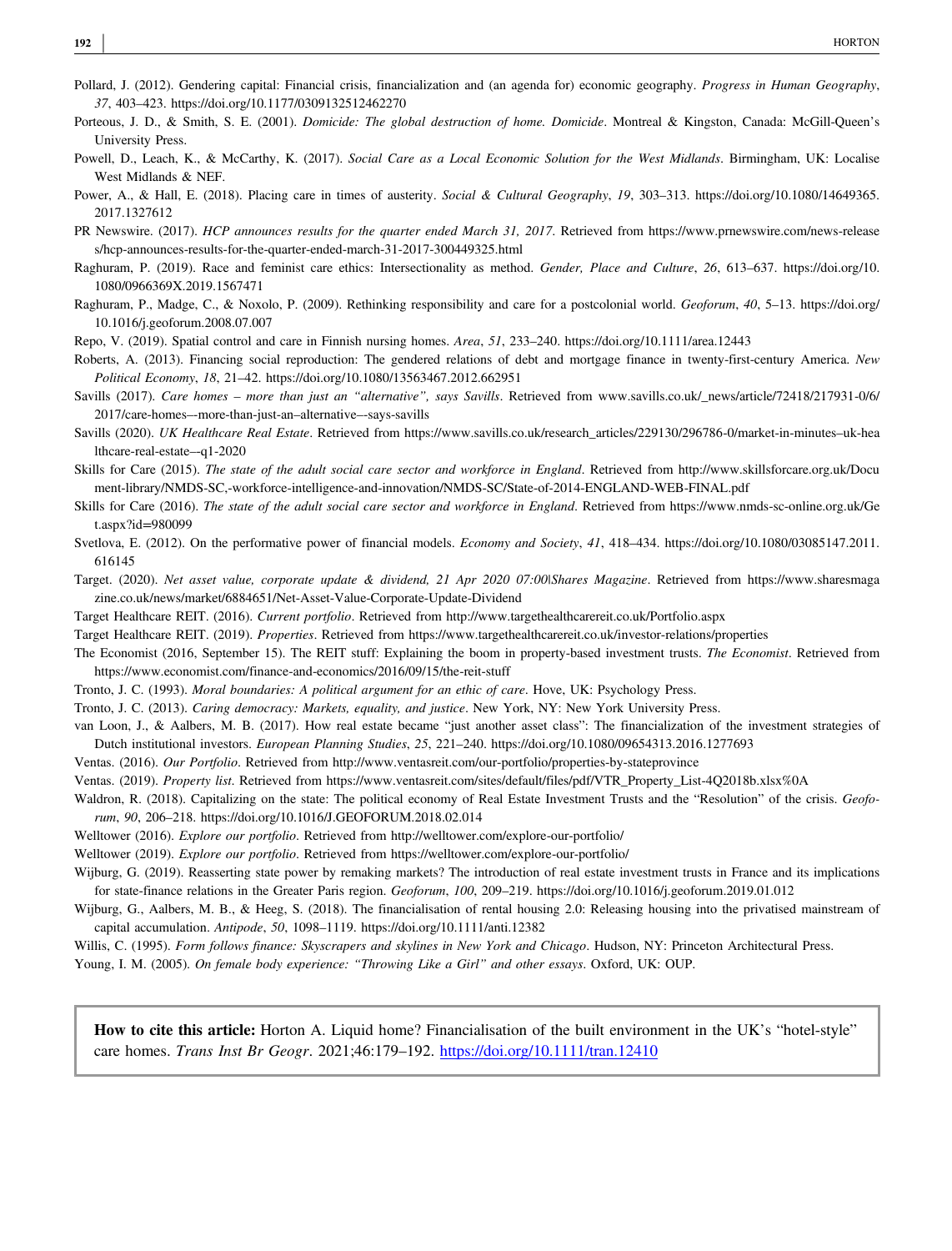Pollard, J. (2012). Gendering capital: Financial crisis, financialization and (an agenda for) economic geography. *Progress in Human Geography*, *37*, 403–423. https://doi.org/10.1177/0309132512462270

Porteous, J. D., & Smith, S. E. (2001). *Domicide: The global destruction of home. Domicide*. Montreal & Kingston, Canada: McGill-Queen's University Press.

Powell, D., Leach, K., & McCarthy, K. (2017). *Social Care as a Local Economic Solution for the West Midlands*. Birmingham, UK: Localise West Midlands & NEF.

Power, A., & Hall, E. (2018). Placing care in times of austerity. *Social & Cultural Geography*, *19*, 303–313. https://doi.org/10.1080/14649365.2017.1327612

PR Newswire. (2017). *HCP announces results for the quarter ended March 31, 2017*. Retrieved from https://www.prnewswire.com/news-releases/hcp-announces-results-for-the-quarter-ended-march-31-2017-300449325.html

Raghuram, P. (2019). Race and feminist care ethics: Intersectionality as method. *Gender, Place and Culture*, *26*, 613–637. https://doi.org/10.1080/0966369X.2019.1567471

Raghuram, P., Madge, C., & Noxolo, P. (2009). Rethinking responsibility and care for a postcolonial world. *Geoforum*, *40*, 5–13. https://doi.org/10.1016/j.geoforum.2008.07.007

Repo, V. (2019). Spatial control and care in Finnish nursing homes. *Area*, *51*, 233–240. https://doi.org/10.1111/area.12443

Roberts, A. (2013). Financing social reproduction: The gendered relations of debt and mortgage finance in twenty-first-century America. *New Political Economy*, *18*, 21–42. https://doi.org/10.1080/13563467.2012.662951

Savills (2017). *Care homes – more than just an "alternative", says Savills*. Retrieved from www.savills.co.uk/_news/article/72418/217931-0/6/2017/care-homes–-more-than-just-an–alternative–-says-savills

Savills (2020). *UK Healthcare Real Estate*. Retrieved from https://www.savills.co.uk/research_articles/229130/296786-0/market-in-minutes–uk-healthcare-real-estate–-q1-2020

Skills for Care (2015). *The state of the adult social care sector and workforce in England*. Retrieved from http://www.skillsforcare.org.uk/Document-library/NMDS-SC,-workforce-intelligence-and-innovation/NMDS-SC/State-of-2014-ENGLAND-WEB-FINAL.pdf

Skills for Care (2016). *The state of the adult social care sector and workforce in England*. Retrieved from https://www.nmds-sc-online.org.uk/Get.aspx?id=980099

Svetlova, E. (2012). On the performative power of financial models. *Economy and Society*, *41*, 418–434. https://doi.org/10.1080/03085147.2011.616145

Target. (2020). *Net asset value, corporate update & dividend, 21 Apr 2020 07:00|Shares Magazine*. Retrieved from https://www.sharesmagazine.co.uk/news/market/6884651/Net-Asset-Value-Corporate-Update-Dividend

Target Healthcare REIT. (2016). *Current portfolio*. Retrieved from http://www.targethealthcarereit.co.uk/Portfolio.aspx

Target Healthcare REIT. (2019). *Properties*. Retrieved from https://www.targethealthcarereit.co.uk/investor-relations/properties

The Economist (2016, September 15). The REIT stuff: Explaining the boom in property-based investment trusts. *The Economist*. Retrieved from https://www.economist.com/finance-and-economics/2016/09/15/the-reit-stuff

Tronto, J. C. (1993). *Moral boundaries: A political argument for an ethic of care*. Hove, UK: Psychology Press.

Tronto, J. C. (2013). *Caring democracy: Markets, equality, and justice*. New York, NY: New York University Press.

van Loon, J., & Aalbers, M. B. (2017). How real estate became "just another asset class": The financialization of the investment strategies of Dutch institutional investors. *European Planning Studies*, *25*, 221–240. https://doi.org/10.1080/09654313.2016.1277693

Ventas. (2016). *Our Portfolio*. Retrieved from http://www.ventasreit.com/our-portfolio/properties-by-stateprovince

Ventas. (2019). *Property list*. Retrieved from https://www.ventasreit.com/sites/default/files/pdf/VTR_Property_List-4Q2018b.xlsx%0A

Waldron, R. (2018). Capitalizing on the state: The political economy of Real Estate Investment Trusts and the "Resolution" of the crisis. *Geoforum*, *90*, 206–218. https://doi.org/10.1016/J.GEOFORUM.2018.02.014

Welltower (2016). *Explore our portfolio*. Retrieved from http://welltower.com/explore-our-portfolio/

Welltower (2019). *Explore our portfolio*. Retrieved from https://welltower.com/explore-our-portfolio/

Wijburg, G. (2019). Reasserting state power by remaking markets? The introduction of real estate investment trusts in France and its implications for state-finance relations in the Greater Paris region. *Geoforum*, *100*, 209–219. https://doi.org/10.1016/j.geoforum.2019.01.012

Wijburg, G., Aalbers, M. B., & Heeg, S. (2018). The financialisation of rental housing 2.0: Releasing housing into the privatised mainstream of capital accumulation. *Antipode*, *50*, 1098–1119. https://doi.org/10.1111/anti.12382

Willis, C. (1995). *Form follows finance: Skyscrapers and skylines in New York and Chicago*. Hudson, NY: Princeton Architectural Press.

Young, I. M. (2005). *On female body experience: "Throwing Like a Girl" and other essays*. Oxford, UK: OUP.

**How to cite this article:** Horton A. Liquid home? Financialisation of the built environment in the UK's "hotel-style" care homes. *Trans Inst Br Geogr*. 2021;46:179–192. https://doi.org/10.1111/tran.12410